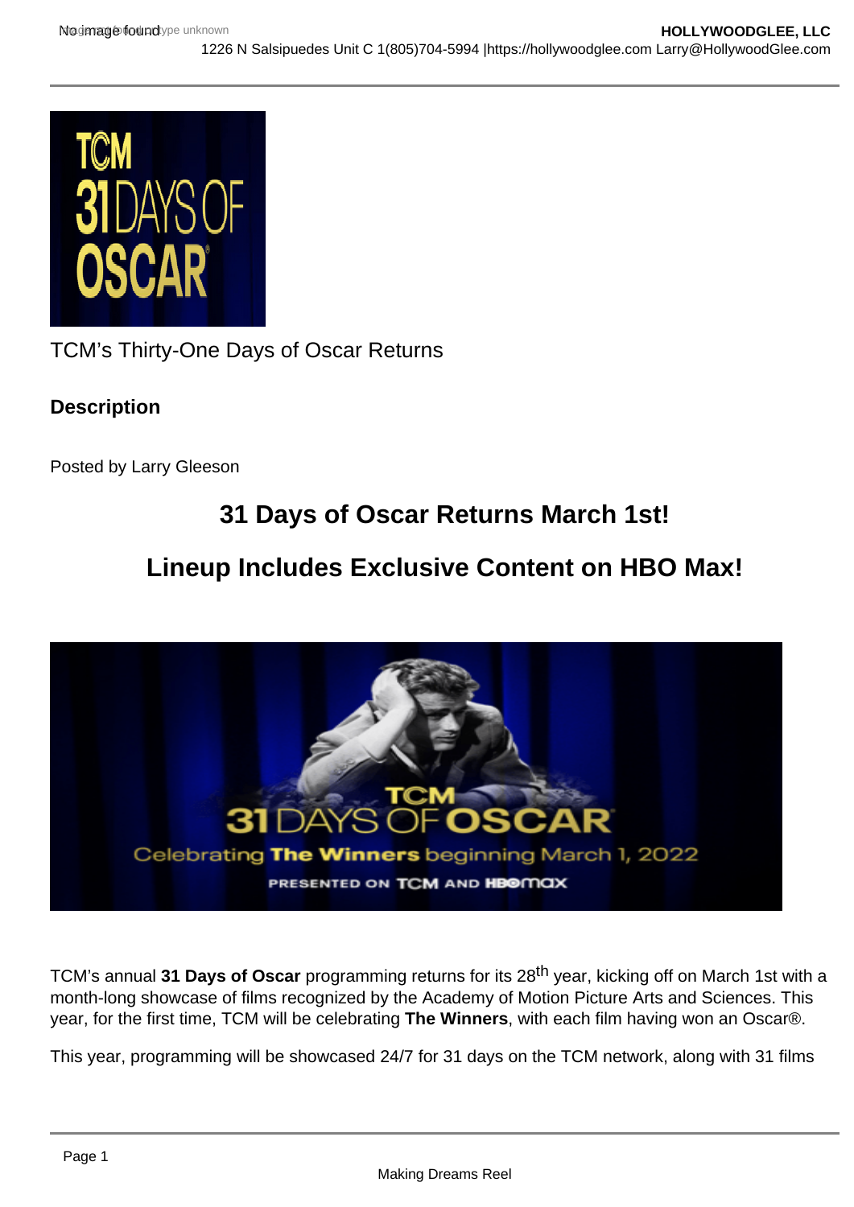TCM's Thirty-One Days of Oscar Returns

**Description**

Posted by Larry Gleeson

## 31 Days of Oscar Returns March 1st!

## Lineup Includes Exclusive Content on HBO Max!

TCM's annual **31 Days of Oscar** programming returns for its 28th year, kicking off on March 1st with a month-long showcase of films recognized by the Academy of Motion Picture Arts and Sciences. This year, for the first time, TCM will be celebrating **The Winners**, with each film having won an Oscar®.

This year, programming will be showcased 24/7 for 31 days on the TCM network, along with 31 films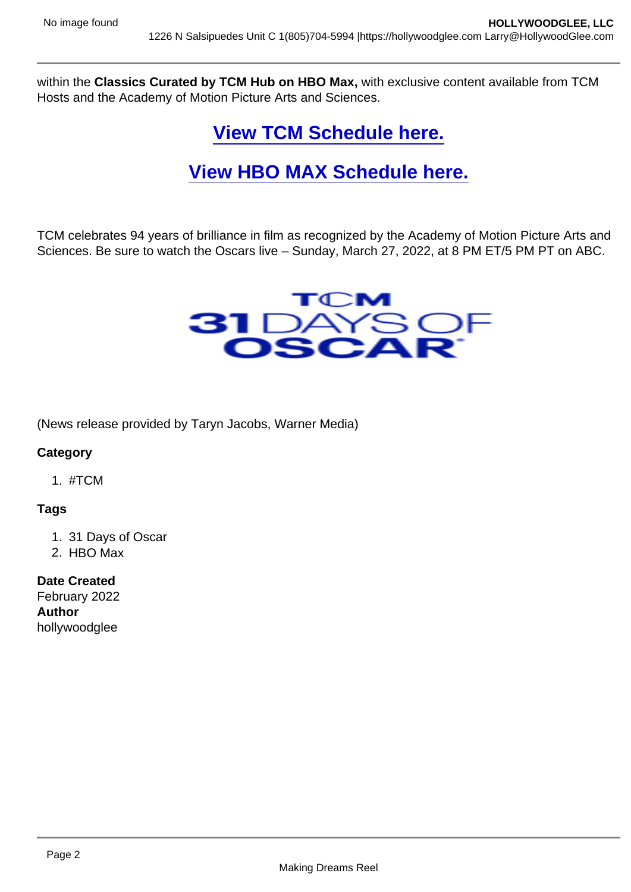within the **Classics Curated by TCM Hub on HBO Max,** with exclusive content available from TCM Hosts and the Academy of Motion Picture Arts and Sciences.

## View TCM Schedule here.

## View HBO MAX Schedule here.

TCM celebrates 94 years of brilliance in film as recognized by the Academy of Motion Picture Arts and Sciences. Be sure to watch the Oscars live – Sunday, March 27, 2022, at 8 PM ET/5 PM PT on ABC.

TCM
31 DAYS OF
OSCAR

(News release provided by Taryn Jacobs, Warner Media)

**Category**

1. #TCM

**Tags**

1. 31 Days of Oscar
2. HBO Max

**Date Created**
February 2022
**Author**
hollywoodglee